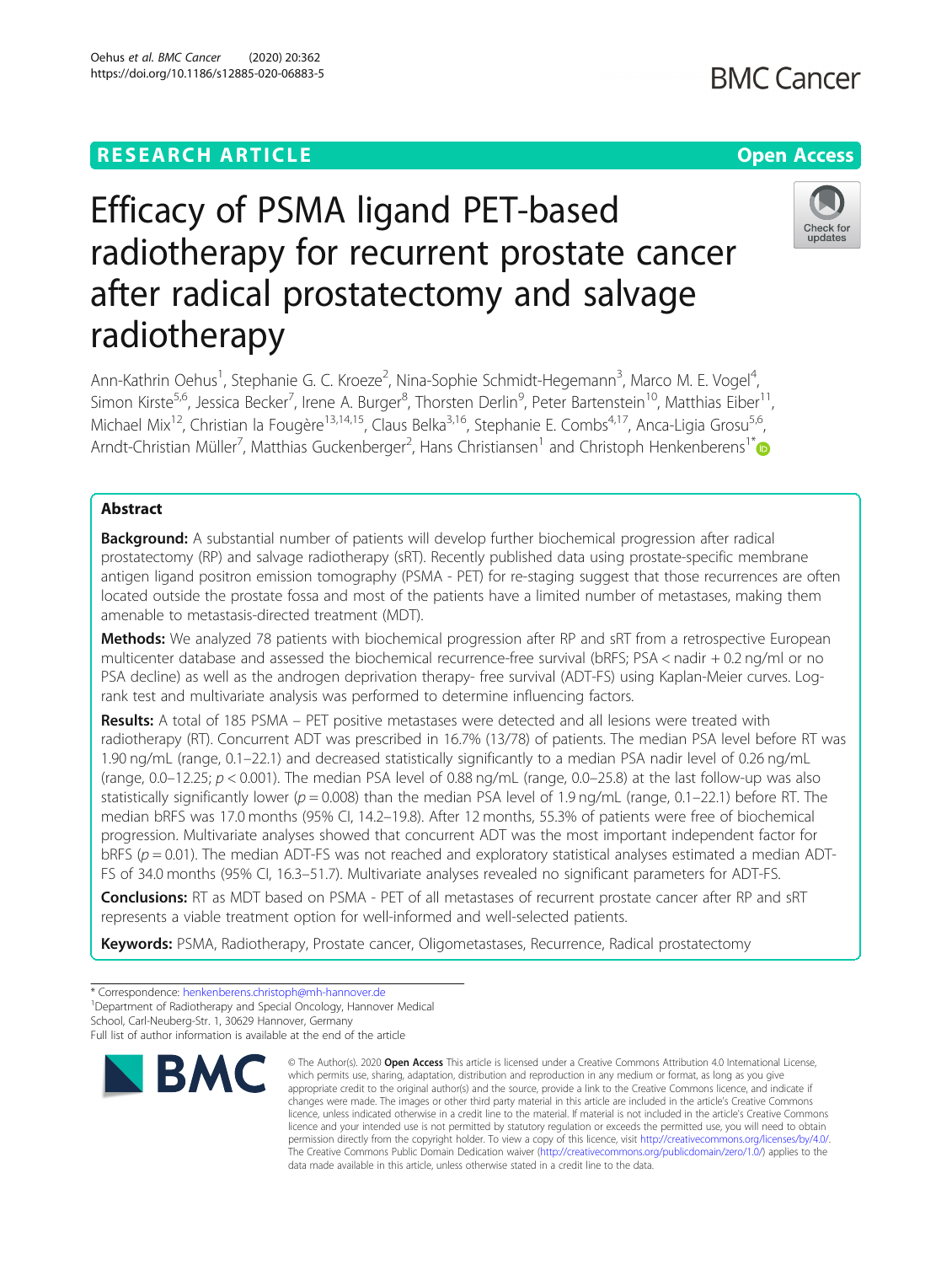RESEARCH ARTICLE

Open Access

# Efficacy of PSMA ligand PET-based radiotherapy for recurrent prostate cancer after radical prostatectomy and salvage radiotherapy

Ann-Kathrin Oehus[1], Stephanie G. C. Kroeze[2], Nina-Sophie Schmidt-Hegemann[3], Marco M. E. Vogel[4], Simon Kirste[5,6], Jessica Becker[7], Irene A. Burger[8], Thorsten Derlin[9], Peter Bartenstein[10], Matthias Eiber[11], Michael Mix[12], Christian la Fougère[13,14,15], Claus Belka[3,16], Stephanie E. Combs[4,17], Anca-Ligia Grosu[5,6], Arndt-Christian Müller[7], Matthias Guckenberger[2], Hans Christiansen[1] and Christoph Henkenberens[1*]

## Abstract

**Background:** A substantial number of patients will develop further biochemical progression after radical prostatectomy (RP) and salvage radiotherapy (sRT). Recently published data using prostate-specific membrane antigen ligand positron emission tomography (PSMA - PET) for re-staging suggest that those recurrences are often located outside the prostate fossa and most of the patients have a limited number of metastases, making them amenable to metastasis-directed treatment (MDT).

**Methods:** We analyzed 78 patients with biochemical progression after RP and sRT from a retrospective European multicenter database and assessed the biochemical recurrence-free survival (bRFS; PSA < nadir + 0.2 ng/ml or no PSA decline) as well as the androgen deprivation therapy- free survival (ADT-FS) using Kaplan-Meier curves. Log-rank test and multivariate analysis was performed to determine influencing factors.

**Results:** A total of 185 PSMA – PET positive metastases were detected and all lesions were treated with radiotherapy (RT). Concurrent ADT was prescribed in 16.7% (13/78) of patients. The median PSA level before RT was 1.90 ng/mL (range, 0.1–22.1) and decreased statistically significantly to a median PSA nadir level of 0.26 ng/mL (range, 0.0–12.25; $p < 0.001$). The median PSA level of 0.88 ng/mL (range, 0.0–25.8) at the last follow-up was also statistically significantly lower ($p = 0.008$) than the median PSA level of 1.9 ng/mL (range, 0.1–22.1) before RT. The median bRFS was 17.0 months (95% CI, 14.2–19.8). After 12 months, 55.3% of patients were free of biochemical progression. Multivariate analyses showed that concurrent ADT was the most important independent factor for bRFS ($p = 0.01$). The median ADT-FS was not reached and exploratory statistical analyses estimated a median ADT-FS of 34.0 months (95% CI, 16.3–51.7). Multivariate analyses revealed no significant parameters for ADT-FS.

**Conclusions:** RT as MDT based on PSMA - PET of all metastases of recurrent prostate cancer after RP and sRT represents a viable treatment option for well-informed and well-selected patients.

**Keywords:** PSMA, Radiotherapy, Prostate cancer, Oligometastases, Recurrence, Radical prostatectomy

* Correspondence: henkenberens.christoph@mh-hannover.de
[1]Department of Radiotherapy and Special Oncology, Hannover Medical School, Carl-Neuberg-Str. 1, 30629 Hannover, Germany
Full list of author information is available at the end of the article

© The Author(s). 2020 **Open Access** This article is licensed under a Creative Commons Attribution 4.0 International License, which permits use, sharing, adaptation, distribution and reproduction in any medium or format, as long as you give appropriate credit to the original author(s) and the source, provide a link to the Creative Commons licence, and indicate if changes were made. The images or other third party material in this article are included in the article's Creative Commons licence, unless indicated otherwise in a credit line to the material. If material is not included in the article's Creative Commons licence and your intended use is not permitted by statutory regulation or exceeds the permitted use, you will need to obtain permission directly from the copyright holder. To view a copy of this licence, visit http://creativecommons.org/licenses/by/4.0/. The Creative Commons Public Domain Dedication waiver (http://creativecommons.org/publicdomain/zero/1.0/) applies to the data made available in this article, unless otherwise stated in a credit line to the data.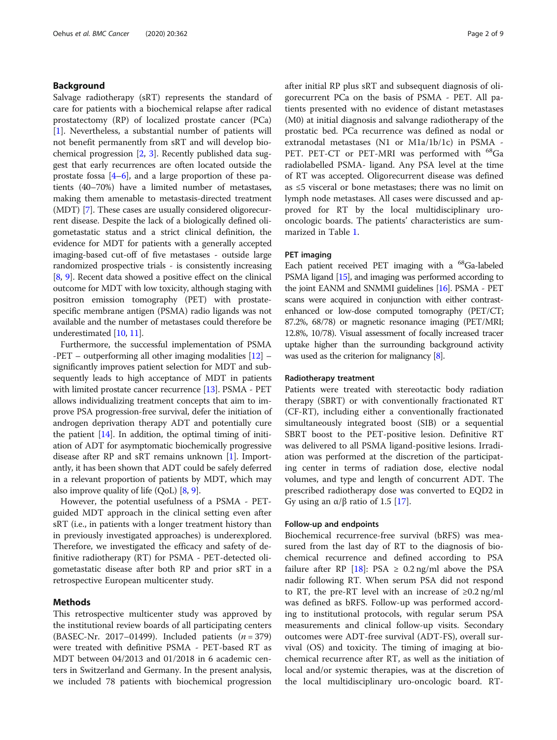## Background

Salvage radiotherapy (sRT) represents the standard of care for patients with a biochemical relapse after radical prostatectomy (RP) of localized prostate cancer (PCa) [1]. Nevertheless, a substantial number of patients will not benefit permanently from sRT and will develop biochemical progression [2, 3]. Recently published data suggest that early recurrences are often located outside the prostate fossa [4–6], and a large proportion of these patients (40–70%) have a limited number of metastases, making them amenable to metastasis-directed treatment (MDT) [7]. These cases are usually considered oligorecurrent disease. Despite the lack of a biologically defined oligometastatic status and a strict clinical definition, the evidence for MDT for patients with a generally accepted imaging-based cut-off of five metastases - outside large randomized prospective trials - is consistently increasing [8, 9]. Recent data showed a positive effect on the clinical outcome for MDT with low toxicity, although staging with positron emission tomography (PET) with prostate-specific membrane antigen (PSMA) radio ligands was not available and the number of metastases could therefore be underestimated [10, 11].

Furthermore, the successful implementation of PSMA -PET – outperforming all other imaging modalities [12] – significantly improves patient selection for MDT and subsequently leads to high acceptance of MDT in patients with limited prostate cancer recurrence [13]. PSMA - PET allows individualizing treatment concepts that aim to improve PSA progression-free survival, defer the initiation of androgen deprivation therapy ADT and potentially cure the patient [14]. In addition, the optimal timing of initiation of ADT for asymptomatic biochemically progressive disease after RP and sRT remains unknown [1]. Importantly, it has been shown that ADT could be safely deferred in a relevant proportion of patients by MDT, which may also improve quality of life (QoL) [8, 9].

However, the potential usefulness of a PSMA - PET-guided MDT approach in the clinical setting even after sRT (i.e., in patients with a longer treatment history than in previously investigated approaches) is underexplored. Therefore, we investigated the efficacy and safety of definitive radiotherapy (RT) for PSMA - PET-detected oligometastatic disease after both RP and prior sRT in a retrospective European multicenter study.

## Methods

This retrospective multicenter study was approved by the institutional review boards of all participating centers (BASEC-Nr. 2017–01499). Included patients ($n = 379$) were treated with definitive PSMA - PET-based RT as MDT between 04/2013 and 01/2018 in 6 academic centers in Switzerland and Germany. In the present analysis, we included 78 patients with biochemical progression after initial RP plus sRT and subsequent diagnosis of oligorecurrent PCa on the basis of PSMA - PET. All patients presented with no evidence of distant metastases (M0) at initial diagnosis and salvange radiotherapy of the prostatic bed. PCa recurrence was defined as nodal or extranodal metastases (N1 or M1a/1b/1c) in PSMA - PET. PET-CT or PET-MRI was performed with $^{68}$Ga radiolabelled PSMA- ligand. Any PSA level at the time of RT was accepted. Oligorecurrent disease was defined as ≤5 visceral or bone metastases; there was no limit on lymph node metastases. All cases were discussed and approved for RT by the local multidisciplinary uro-oncologic boards. The patients' characteristics are summarized in Table 1.

### PET imaging

Each patient received PET imaging with a $^{68}$Ga-labeled PSMA ligand [15], and imaging was performed according to the joint EANM and SNMMI guidelines [16]. PSMA - PET scans were acquired in conjunction with either contrast-enhanced or low-dose computed tomography (PET/CT; 87.2%, 68/78) or magnetic resonance imaging (PET/MRI; 12.8%, 10/78). Visual assessment of focally increased tracer uptake higher than the surrounding background activity was used as the criterion for malignancy [8].

### Radiotherapy treatment

Patients were treated with stereotactic body radiation therapy (SBRT) or with conventionally fractionated RT (CF-RT), including either a conventionally fractionated simultaneously integrated boost (SIB) or a sequential SBRT boost to the PET-positive lesion. Definitive RT was delivered to all PSMA ligand-positive lesions. Irradiation was performed at the discretion of the participating center in terms of radiation dose, elective nodal volumes, and type and length of concurrent ADT. The prescribed radiotherapy dose was converted to EQD2 in Gy using an $\alpha/\beta$ ratio of 1.5 [17].

### Follow-up and endpoints

Biochemical recurrence-free survival (bRFS) was measured from the last day of RT to the diagnosis of biochemical recurrence and defined according to PSA failure after RP [18]: PSA ≥ 0.2 ng/ml above the PSA nadir following RT. When serum PSA did not respond to RT, the pre-RT level with an increase of ≥0.2 ng/ml was defined as bRFS. Follow-up was performed according to institutional protocols, with regular serum PSA measurements and clinical follow-up visits. Secondary outcomes were ADT-free survival (ADT-FS), overall survival (OS) and toxicity. The timing of imaging at biochemical recurrence after RT, as well as the initiation of local and/or systemic therapies, was at the discretion of the local multidisciplinary uro-oncologic board. RT-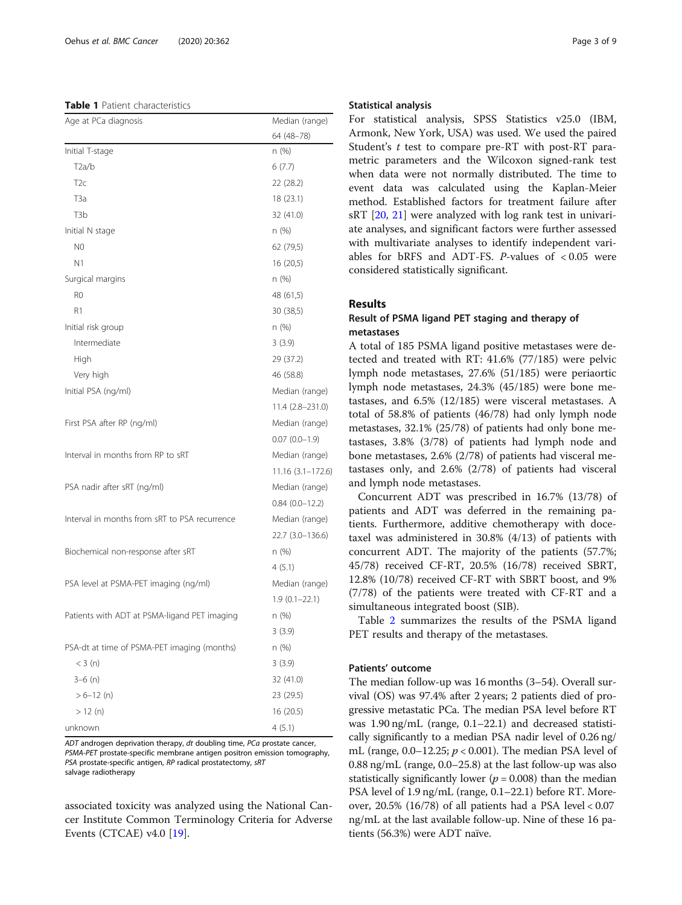**Table 1** Patient characteristics

| Age at PCa diagnosis | Median (range) |
|---|---|
| | 64 (48–78) |
| Initial T-stage | n (%) |
| T2a/b | 6 (7.7) |
| T2c | 22 (28.2) |
| T3a | 18 (23.1) |
| T3b | 32 (41.0) |
| Initial N stage | n (%) |
| N0 | 62 (79,5) |
| N1 | 16 (20,5) |
| Surgical margins | n (%) |
| R0 | 48 (61,5) |
| R1 | 30 (38,5) |
| Initial risk group | n (%) |
| Intermediate | 3 (3.9) |
| High | 29 (37.2) |
| Very high | 46 (58.8) |
| Initial PSA (ng/ml) | Median (range) |
| | 11.4 (2.8–231.0) |
| First PSA after RP (ng/ml) | Median (range) |
| | 0.07 (0.0–1.9) |
| Interval in months from RP to sRT | Median (range) |
| | 11.16 (3.1–172.6) |
| PSA nadir after sRT (ng/ml) | Median (range) |
| | 0.84 (0.0–12.2) |
| Interval in months from sRT to PSA recurrence | Median (range) |
| | 22.7 (3.0–136.6) |
| Biochemical non-response after sRT | n (%) |
| | 4 (5.1) |
| PSA level at PSMA-PET imaging (ng/ml) | Median (range) |
| | 1.9 (0.1–22.1) |
| Patients with ADT at PSMA-ligand PET imaging | n (%) |
| | 3 (3.9) |
| PSA-dt at time of PSMA-PET imaging (months) | n (%) |
| < 3 (n) | 3 (3.9) |
| 3–6 (n) | 32 (41.0) |
| > 6–12 (n) | 23 (29.5) |
| > 12 (n) | 16 (20.5) |
| unknown | 4 (5.1) |

*ADT* androgen deprivation therapy, *dt* doubling time, *PCa* prostate cancer, *PSMA-PET* prostate-specific membrane antigen positron emission tomography, *PSA* prostate-specific antigen, *RP* radical prostatectomy, *sRT* salvage radiotherapy

associated toxicity was analyzed using the National Cancer Institute Common Terminology Criteria for Adverse Events (CTCAE) v4.0 [19].

### Statistical analysis

For statistical analysis, SPSS Statistics v25.0 (IBM, Armonk, New York, USA) was used. We used the paired Student's $t$ test to compare pre-RT with post-RT parametric parameters and the Wilcoxon signed-rank test when data were not normally distributed. The time to event data was calculated using the Kaplan-Meier method. Established factors for treatment failure after sRT [20, 21] were analyzed with log rank test in univariate analyses, and significant factors were further assessed with multivariate analyses to identify independent variables for bRFS and ADT-FS. $P$-values of $< 0.05$ were considered statistically significant.

## Results

### Result of PSMA ligand PET staging and therapy of metastases

A total of 185 PSMA ligand positive metastases were detected and treated with RT: 41.6% (77/185) were pelvic lymph node metastases, 27.6% (51/185) were periaortic lymph node metastases, 24.3% (45/185) were bone metastases, and 6.5% (12/185) were visceral metastases. A total of 58.8% of patients (46/78) had only lymph node metastases, 32.1% (25/78) of patients had only bone metastases, 3.8% (3/78) of patients had lymph node and bone metastases, 2.6% (2/78) of patients had visceral metastases only, and 2.6% (2/78) of patients had visceral and lymph node metastases.

Concurrent ADT was prescribed in 16.7% (13/78) of patients and ADT was deferred in the remaining patients. Furthermore, additive chemotherapy with docetaxel was administered in 30.8% (4/13) of patients with concurrent ADT. The majority of the patients (57.7%; 45/78) received CF-RT, 20.5% (16/78) received SBRT, 12.8% (10/78) received CF-RT with SBRT boost, and 9% (7/78) of the patients were treated with CF-RT and a simultaneous integrated boost (SIB).

Table 2 summarizes the results of the PSMA ligand PET results and therapy of the metastases.

### Patients' outcome

The median follow-up was 16 months (3–54). Overall survival (OS) was 97.4% after 2 years; 2 patients died of progressive metastatic PCa. The median PSA level before RT was 1.90 ng/mL (range, 0.1–22.1) and decreased statistically significantly to a median PSA nadir level of 0.26 ng/mL (range, 0.0–12.25; $p < 0.001$). The median PSA level of 0.88 ng/mL (range, 0.0–25.8) at the last follow-up was also statistically significantly lower ($p = 0.008$) than the median PSA level of 1.9 ng/mL (range, 0.1–22.1) before RT. Moreover, 20.5% (16/78) of all patients had a PSA level < 0.07 ng/mL at the last available follow-up. Nine of these 16 patients (56.3%) were ADT naïve.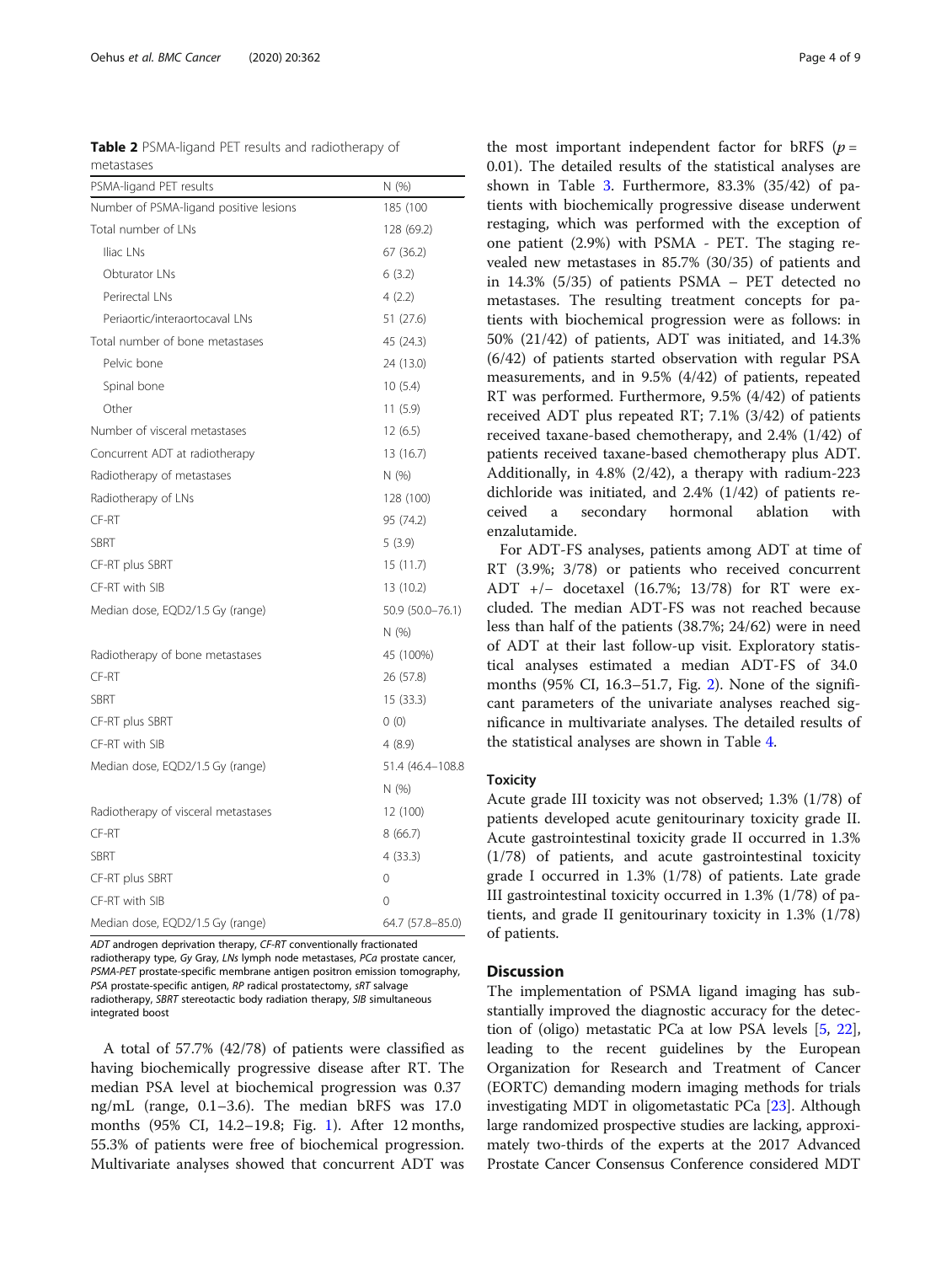**Table 2** PSMA-ligand PET results and radiotherapy of metastases

| PSMA-ligand PET results | N (%) |
| --- | --- |
| Number of PSMA-ligand positive lesions | 185 (100 |
| Total number of LNs | 128 (69.2) |
| Iliac LNs | 67 (36.2) |
| Obturator LNs | 6 (3.2) |
| Perirectal LNs | 4 (2.2) |
| Periaortic/interaortocaval LNs | 51 (27.6) |
| Total number of bone metastases | 45 (24.3) |
| Pelvic bone | 24 (13.0) |
| Spinal bone | 10 (5.4) |
| Other | 11 (5.9) |
| Number of visceral metastases | 12 (6.5) |
| Concurrent ADT at radiotherapy | 13 (16.7) |
| Radiotherapy of metastases | N (%) |
| Radiotherapy of LNs | 128 (100) |
| CF-RT | 95 (74.2) |
| SBRT | 5 (3.9) |
| CF-RT plus SBRT | 15 (11.7) |
| CF-RT with SIB | 13 (10.2) |
| Median dose, EQD2/1.5 Gy (range) | 50.9 (50.0–76.1) |
| | N (%) |
| Radiotherapy of bone metastases | 45 (100%) |
| CF-RT | 26 (57.8) |
| SBRT | 15 (33.3) |
| CF-RT plus SBRT | 0 (0) |
| CF-RT with SIB | 4 (8.9) |
| Median dose, EQD2/1.5 Gy (range) | 51.4 (46.4–108.8 |
| | N (%) |
| Radiotherapy of visceral metastases | 12 (100) |
| CF-RT | 8 (66.7) |
| SBRT | 4 (33.3) |
| CF-RT plus SBRT | 0 |
| CF-RT with SIB | 0 |
| Median dose, EQD2/1.5 Gy (range) | 64.7 (57.8–85.0) |

*ADT* androgen deprivation therapy, *CF-RT* conventionally fractionated radiotherapy type, *Gy* Gray, *LNs* lymph node metastases, *PCa* prostate cancer, *PSMA-PET* prostate-specific membrane antigen positron emission tomography, *PSA* prostate-specific antigen, *RP* radical prostatectomy, *sRT* salvage radiotherapy, *SBRT* stereotactic body radiation therapy, *SIB* simultaneous integrated boost

A total of 57.7% (42/78) of patients were classified as having biochemically progressive disease after RT. The median PSA level at biochemical progression was 0.37 ng/mL (range, 0.1–3.6). The median bRFS was 17.0 months (95% CI, 14.2–19.8; Fig. 1). After 12 months, 55.3% of patients were free of biochemical progression. Multivariate analyses showed that concurrent ADT was the most important independent factor for bRFS ($p = 0.01$). The detailed results of the statistical analyses are shown in Table 3. Furthermore, 83.3% (35/42) of patients with biochemically progressive disease underwent restaging, which was performed with the exception of one patient (2.9%) with PSMA - PET. The staging revealed new metastases in 85.7% (30/35) of patients and in 14.3% (5/35) of patients PSMA – PET detected no metastases. The resulting treatment concepts for patients with biochemical progression were as follows: in 50% (21/42) of patients, ADT was initiated, and 14.3% (6/42) of patients started observation with regular PSA measurements, and in 9.5% (4/42) of patients, repeated RT was performed. Furthermore, 9.5% (4/42) of patients received ADT plus repeated RT; 7.1% (3/42) of patients received taxane-based chemotherapy, and 2.4% (1/42) of patients received taxane-based chemotherapy plus ADT. Additionally, in 4.8% (2/42), a therapy with radium-223 dichloride was initiated, and 2.4% (1/42) of patients received a secondary hormonal ablation with enzalutamide.

For ADT-FS analyses, patients among ADT at time of RT (3.9%; 3/78) or patients who received concurrent ADT +/− docetaxel (16.7%; 13/78) for RT were excluded. The median ADT-FS was not reached because less than half of the patients (38.7%; 24/62) were in need of ADT at their last follow-up visit. Exploratory statistical analyses estimated a median ADT-FS of 34.0 months (95% CI, 16.3–51.7, Fig. 2). None of the significant parameters of the univariate analyses reached significance in multivariate analyses. The detailed results of the statistical analyses are shown in Table 4.

### Toxicity

Acute grade III toxicity was not observed; 1.3% (1/78) of patients developed acute genitourinary toxicity grade II. Acute gastrointestinal toxicity grade II occurred in 1.3% (1/78) of patients, and acute gastrointestinal toxicity grade I occurred in 1.3% (1/78) of patients. Late grade III gastrointestinal toxicity occurred in 1.3% (1/78) of patients, and grade II genitourinary toxicity in 1.3% (1/78) of patients.

## Discussion

The implementation of PSMA ligand imaging has substantially improved the diagnostic accuracy for the detection of (oligo) metastatic PCa at low PSA levels [5, 22], leading to the recent guidelines by the European Organization for Research and Treatment of Cancer (EORTC) demanding modern imaging methods for trials investigating MDT in oligometastatic PCa [23]. Although large randomized prospective studies are lacking, approximately two-thirds of the experts at the 2017 Advanced Prostate Cancer Consensus Conference considered MDT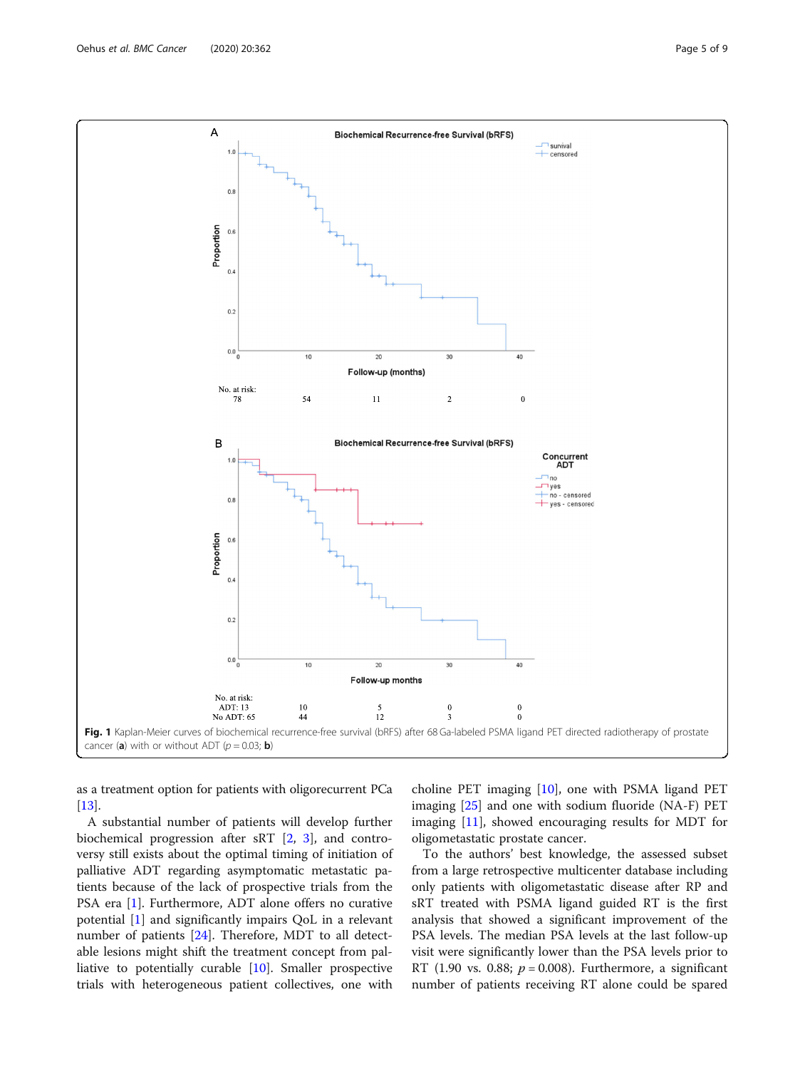**Fig. 1** Kaplan-Meier curves of biochemical recurrence-free survival (bRFS) after 68 Ga-labeled PSMA ligand PET directed radiotherapy of prostate cancer (**a**) with or without ADT ($p = 0.03$; **b**)

as a treatment option for patients with oligorecurrent PCa [13].

A substantial number of patients will develop further biochemical progression after sRT [2, 3], and controversy still exists about the optimal timing of initiation of palliative ADT regarding asymptomatic metastatic patients because of the lack of prospective trials from the PSA era [1]. Furthermore, ADT alone offers no curative potential [1] and significantly impairs QoL in a relevant number of patients [24]. Therefore, MDT to all detectable lesions might shift the treatment concept from palliative to potentially curable [10]. Smaller prospective trials with heterogeneous patient collectives, one with choline PET imaging [10], one with PSMA ligand PET imaging [25] and one with sodium fluoride (NA-F) PET imaging [11], showed encouraging results for MDT for oligometastatic prostate cancer.

To the authors' best knowledge, the assessed subset from a large retrospective multicenter database including only patients with oligometastatic disease after RP and sRT treated with PSMA ligand guided RT is the first analysis that showed a significant improvement of the PSA levels. The median PSA levels at the last follow-up visit were significantly lower than the PSA levels prior to RT (1.90 vs. 0.88; $p = 0.008$). Furthermore, a significant number of patients receiving RT alone could be spared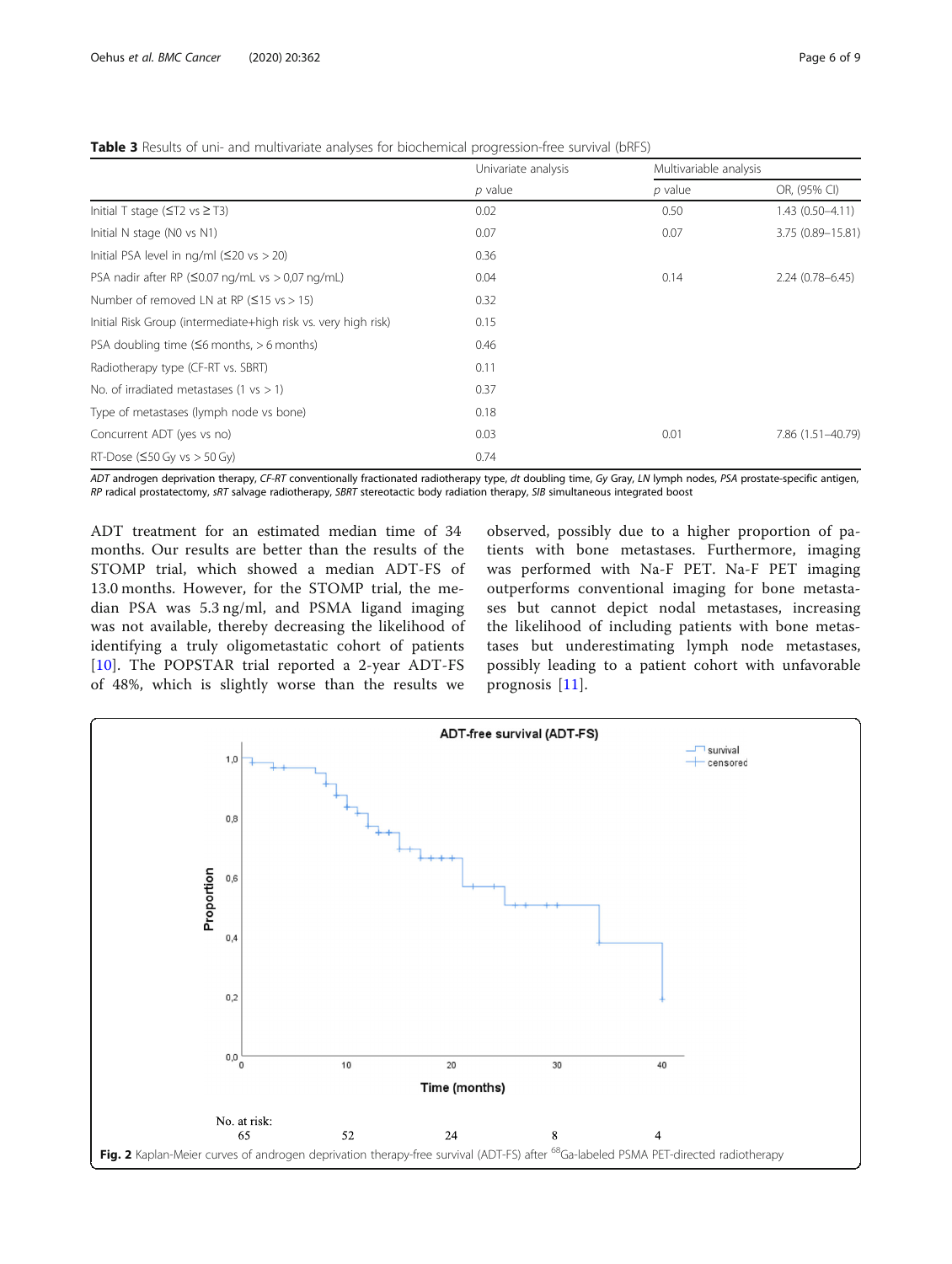**Table 3** Results of uni- and multivariate analyses for biochemical progression-free survival (bRFS)

| | Univariate analysis | Multivariable analysis | |
|---|---|---|---|
| | *p* value | *p* value | OR, (95% CI) |
| Initial T stage (≤T2 vs ≥ T3) | 0.02 | 0.50 | 1.43 (0.50–4.11) |
| Initial N stage (N0 vs N1) | 0.07 | 0.07 | 3.75 (0.89–15.81) |
| Initial PSA level in ng/ml (≤20 vs > 20) | 0.36 | | |
| PSA nadir after RP (≤0.07 ng/mL vs > 0,07 ng/mL) | 0.04 | 0.14 | 2.24 (0.78–6.45) |
| Number of removed LN at RP (≤15 vs > 15) | 0.32 | | |
| Initial Risk Group (intermediate+high risk vs. very high risk) | 0.15 | | |
| PSA doubling time (≤6 months, > 6 months) | 0.46 | | |
| Radiotherapy type (CF-RT vs. SBRT) | 0.11 | | |
| No. of irradiated metastases (1 vs > 1) | 0.37 | | |
| Type of metastases (lymph node vs bone) | 0.18 | | |
| Concurrent ADT (yes vs no) | 0.03 | 0.01 | 7.86 (1.51–40.79) |
| RT-Dose (≤50 Gy vs > 50 Gy) | 0.74 | | |

*ADT* androgen deprivation therapy, *CF-RT* conventionally fractionated radiotherapy type, *dt* doubling time, *Gy* Gray, *LN* lymph nodes, *PSA* prostate-specific antigen, *RP* radical prostatectomy, *sRT* salvage radiotherapy, *SBRT* stereotactic body radiation therapy, *SIB* simultaneous integrated boost

ADT treatment for an estimated median time of 34 months. Our results are better than the results of the STOMP trial, which showed a median ADT-FS of 13.0 months. However, for the STOMP trial, the median PSA was 5.3 ng/ml, and PSMA ligand imaging was not available, thereby decreasing the likelihood of identifying a truly oligometastatic cohort of patients [10]. The POPSTAR trial reported a 2-year ADT-FS of 48%, which is slightly worse than the results we observed, possibly due to a higher proportion of patients with bone metastases. Furthermore, imaging was performed with Na-F PET. Na-F PET imaging outperforms conventional imaging for bone metastases but cannot depict nodal metastases, increasing the likelihood of including patients with bone metastases but underestimating lymph node metastases, possibly leading to a patient cohort with unfavorable prognosis [11].

**Fig. 2** Kaplan-Meier curves of androgen deprivation therapy-free survival (ADT-FS) after $^{68}$Ga-labeled PSMA PET-directed radiotherapy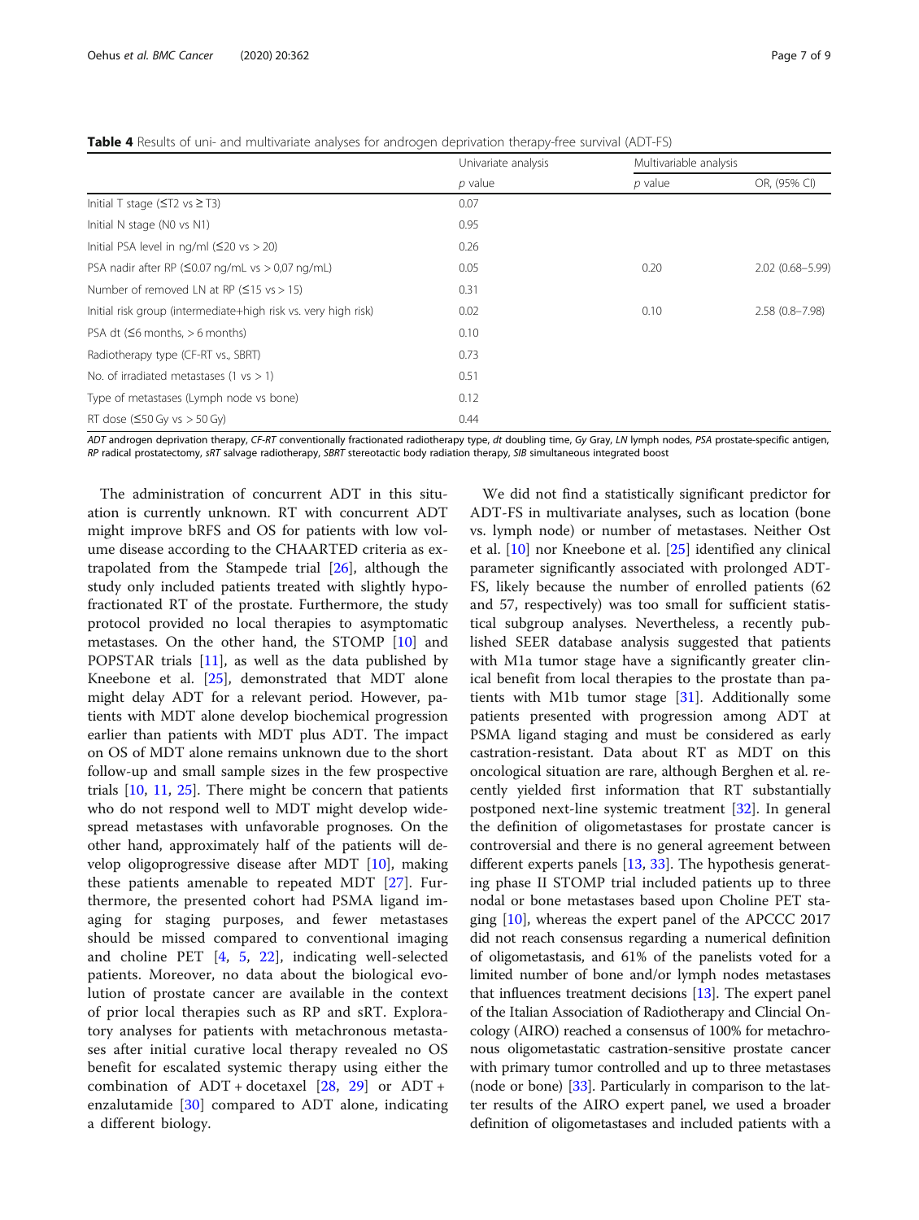**Table 4** Results of uni- and multivariate analyses for androgen deprivation therapy-free survival (ADT-FS)

| | Univariate analysis | Multivariable analysis | |
|---|---|---|---|
| | *p* value | *p* value | OR, (95% CI) |
| Initial T stage (≤T2 vs ≥ T3) | 0.07 | | |
| Initial N stage (N0 vs N1) | 0.95 | | |
| Initial PSA level in ng/ml (≤20 vs > 20) | 0.26 | | |
| PSA nadir after RP (≤0.07 ng/mL vs > 0,07 ng/mL) | 0.05 | 0.20 | 2.02 (0.68–5.99) |
| Number of removed LN at RP (≤15 vs > 15) | 0.31 | | |
| Initial risk group (intermediate+high risk vs. very high risk) | 0.02 | 0.10 | 2.58 (0.8–7.98) |
| PSA dt (≤6 months, > 6 months) | 0.10 | | |
| Radiotherapy type (CF-RT vs., SBRT) | 0.73 | | |
| No. of irradiated metastases (1 vs > 1) | 0.51 | | |
| Type of metastases (Lymph node vs bone) | 0.12 | | |
| RT dose (≤50 Gy vs > 50 Gy) | 0.44 | | |

*ADT* androgen deprivation therapy, *CF-RT* conventionally fractionated radiotherapy type, *dt* doubling time, *Gy* Gray, *LN* lymph nodes, *PSA* prostate-specific antigen, *RP* radical prostatectomy, *sRT* salvage radiotherapy, *SBRT* stereotactic body radiation therapy, *SIB* simultaneous integrated boost

The administration of concurrent ADT in this situation is currently unknown. RT with concurrent ADT might improve bRFS and OS for patients with low volume disease according to the CHAARTED criteria as extrapolated from the Stampede trial [26], although the study only included patients treated with slightly hypofractionated RT of the prostate. Furthermore, the study protocol provided no local therapies to asymptomatic metastases. On the other hand, the STOMP [10] and POPSTAR trials [11], as well as the data published by Kneebone et al. [25], demonstrated that MDT alone might delay ADT for a relevant period. However, patients with MDT alone develop biochemical progression earlier than patients with MDT plus ADT. The impact on OS of MDT alone remains unknown due to the short follow-up and small sample sizes in the few prospective trials [10, 11, 25]. There might be concern that patients who do not respond well to MDT might develop widespread metastases with unfavorable prognoses. On the other hand, approximately half of the patients will develop oligoprogressive disease after MDT [10], making these patients amenable to repeated MDT [27]. Furthermore, the presented cohort had PSMA ligand imaging for staging purposes, and fewer metastases should be missed compared to conventional imaging and choline PET [4, 5, 22], indicating well-selected patients. Moreover, no data about the biological evolution of prostate cancer are available in the context of prior local therapies such as RP and sRT. Exploratory analyses for patients with metachronous metastases after initial curative local therapy revealed no OS benefit for escalated systemic therapy using either the combination of ADT + docetaxel [28, 29] or ADT + enzalutamide [30] compared to ADT alone, indicating a different biology.

We did not find a statistically significant predictor for ADT-FS in multivariate analyses, such as location (bone vs. lymph node) or number of metastases. Neither Ost et al. [10] nor Kneebone et al. [25] identified any clinical parameter significantly associated with prolonged ADT-FS, likely because the number of enrolled patients (62 and 57, respectively) was too small for sufficient statistical subgroup analyses. Nevertheless, a recently published SEER database analysis suggested that patients with M1a tumor stage have a significantly greater clinical benefit from local therapies to the prostate than patients with M1b tumor stage [31]. Additionally some patients presented with progression among ADT at PSMA ligand staging and must be considered as early castration-resistant. Data about RT as MDT on this oncological situation are rare, although Berghen et al. recently yielded first information that RT substantially postponed next-line systemic treatment [32]. In general the definition of oligometastases for prostate cancer is controversial and there is no general agreement between different experts panels [13, 33]. The hypothesis generating phase II STOMP trial included patients up to three nodal or bone metastases based upon Choline PET staging [10], whereas the expert panel of the APCCC 2017 did not reach consensus regarding a numerical definition of oligometastasis, and 61% of the panelists voted for a limited number of bone and/or lymph nodes metastases that influences treatment decisions [13]. The expert panel of the Italian Association of Radiotherapy and Clincial Oncology (AIRO) reached a consensus of 100% for metachronous oligometastatic castration-sensitive prostate cancer with primary tumor controlled and up to three metastases (node or bone) [33]. Particularly in comparison to the latter results of the AIRO expert panel, we used a broader definition of oligometastases and included patients with a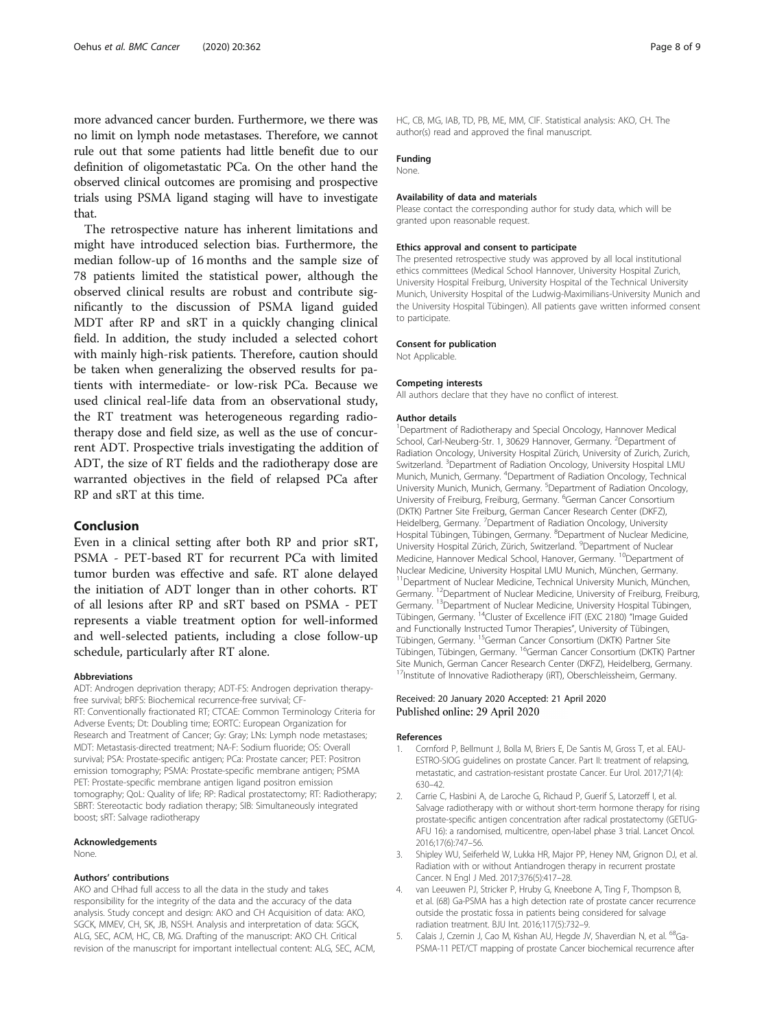more advanced cancer burden. Furthermore, we there was no limit on lymph node metastases. Therefore, we cannot rule out that some patients had little benefit due to our definition of oligometastatic PCa. On the other hand the observed clinical outcomes are promising and prospective trials using PSMA ligand staging will have to investigate that.

The retrospective nature has inherent limitations and might have introduced selection bias. Furthermore, the median follow-up of 16 months and the sample size of 78 patients limited the statistical power, although the observed clinical results are robust and contribute significantly to the discussion of PSMA ligand guided MDT after RP and sRT in a quickly changing clinical field. In addition, the study included a selected cohort with mainly high-risk patients. Therefore, caution should be taken when generalizing the observed results for patients with intermediate- or low-risk PCa. Because we used clinical real-life data from an observational study, the RT treatment was heterogeneous regarding radiotherapy dose and field size, as well as the use of concurrent ADT. Prospective trials investigating the addition of ADT, the size of RT fields and the radiotherapy dose are warranted objectives in the field of relapsed PCa after RP and sRT at this time.

## Conclusion

Even in a clinical setting after both RP and prior sRT, PSMA - PET-based RT for recurrent PCa with limited tumor burden was effective and safe. RT alone delayed the initiation of ADT longer than in other cohorts. RT of all lesions after RP and sRT based on PSMA - PET represents a viable treatment option for well-informed and well-selected patients, including a close follow-up schedule, particularly after RT alone.

#### Abbreviations

ADT: Androgen deprivation therapy; ADT-FS: Androgen deprivation therapy-free survival; bRFS: Biochemical recurrence-free survival; CF-RT: Conventionally fractionated RT; CTCAE: Common Terminology Criteria for Adverse Events; Dt: Doubling time; EORTC: European Organization for Research and Treatment of Cancer; Gy: Gray; LNs: Lymph node metastases; MDT: Metastasis-directed treatment; NA-F: Sodium fluoride; OS: Overall survival; PSA: Prostate-specific antigen; PCa: Prostate cancer; PET: Positron emission tomography; PSMA: Prostate-specific membrane antigen; PSMA PET: Prostate-specific membrane antigen ligand positron emission tomography; QoL: Quality of life; RP: Radical prostatectomy; RT: Radiotherapy; SBRT: Stereotactic body radiation therapy; SIB: Simultaneously integrated boost; sRT: Salvage radiotherapy

#### Acknowledgements

None.

#### Authors' contributions

AKO and CHhad full access to all the data in the study and takes responsibility for the integrity of the data and the accuracy of the data analysis. Study concept and design: AKO and CH Acquisition of data: AKO, SGCK, MMEV, CH, SK, JB, NSSH. Analysis and interpretation of data: SGCK, ALG, SEC, ACM, HC, CB, MG. Drafting of the manuscript: AKO CH. Critical revision of the manuscript for important intellectual content: ALG, SEC, ACM, HC, CB, MG, IAB, TD, PB, ME, MM, CIF. Statistical analysis: AKO, CH. The author(s) read and approved the final manuscript.

#### Funding

None.

#### Availability of data and materials

Please contact the corresponding author for study data, which will be granted upon reasonable request.

#### Ethics approval and consent to participate

The presented retrospective study was approved by all local institutional ethics committees (Medical School Hannover, University Hospital Zurich, University Hospital Freiburg, University Hospital of the Technical University Munich, University Hospital of the Ludwig-Maximilians-University Munich and the University Hospital Tübingen). All patients gave written informed consent to participate.

#### Consent for publication

Not Applicable.

#### Competing interests

All authors declare that they have no conflict of interest.

#### Author details

[1]Department of Radiotherapy and Special Oncology, Hannover Medical School, Carl-Neuberg-Str. 1, 30629 Hannover, Germany. [2]Department of Radiation Oncology, University Hospital Zürich, University of Zurich, Zurich, Switzerland. [3]Department of Radiation Oncology, University Hospital LMU Munich, Munich, Germany. [4]Department of Radiation Oncology, Technical University Munich, Munich, Germany. [5]Department of Radiation Oncology, University of Freiburg, Freiburg, Germany. [6]German Cancer Consortium (DKTK) Partner Site Freiburg, German Cancer Research Center (DKFZ), Heidelberg, Germany. [7]Department of Radiation Oncology, University Hospital Tübingen, Tübingen, Germany. [8]Department of Nuclear Medicine, University Hospital Zürich, Zürich, Switzerland. [9]Department of Nuclear Medicine, Hannover Medical School, Hanover, Germany. [10]Department of Nuclear Medicine, University Hospital LMU Munich, München, Germany. [11]Department of Nuclear Medicine, Technical University Munich, München, Germany. [12]Department of Nuclear Medicine, University of Freiburg, Freiburg, Germany. [13]Department of Nuclear Medicine, University Hospital Tübingen, Tübingen, Germany. [14]Cluster of Excellence iFIT (EXC 2180) "Image Guided and Functionally Instructed Tumor Therapies", University of Tübingen, Tübingen, Germany. [15]German Cancer Consortium (DKTK) Partner Site Tübingen, Tübingen, Germany. [16]German Cancer Consortium (DKTK) Partner Site Munich, German Cancer Research Center (DKFZ), Heidelberg, Germany. [17]Institute of Innovative Radiotherapy (iRT), Oberschleissheim, Germany.

Received: 20 January 2020 Accepted: 21 April 2020
Published online: 29 April 2020

#### References

1. Cornford P, Bellmunt J, Bolla M, Briers E, De Santis M, Gross T, et al. EAU-ESTRO-SIOG guidelines on prostate Cancer. Part II: treatment of relapsing, metastatic, and castration-resistant prostate Cancer. Eur Urol. 2017;71(4):630–42.
2. Carrie C, Hasbini A, de Laroche G, Richaud P, Guerif S, Latorzeff I, et al. Salvage radiotherapy with or without short-term hormone therapy for rising prostate-specific antigen concentration after radical prostatectomy (GETUG-AFU 16): a randomised, multicentre, open-label phase 3 trial. Lancet Oncol. 2016;17(6):747–56.
3. Shipley WU, Seiferheld W, Lukka HR, Major PP, Heney NM, Grignon DJ, et al. Radiation with or without Antiandrogen therapy in recurrent prostate Cancer. N Engl J Med. 2017;376(5):417–28.
4. van Leeuwen PJ, Stricker P, Hruby G, Kneebone A, Ting F, Thompson B, et al. (68) Ga-PSMA has a high detection rate of prostate cancer recurrence outside the prostatic fossa in patients being considered for salvage radiation treatment. BJU Int. 2016;117(5):732–9.
5. Calais J, Czernin J, Cao M, Kishan AU, Hegde JV, Shaverdian N, et al. $^{68}$Ga-PSMA-11 PET/CT mapping of prostate Cancer biochemical recurrence after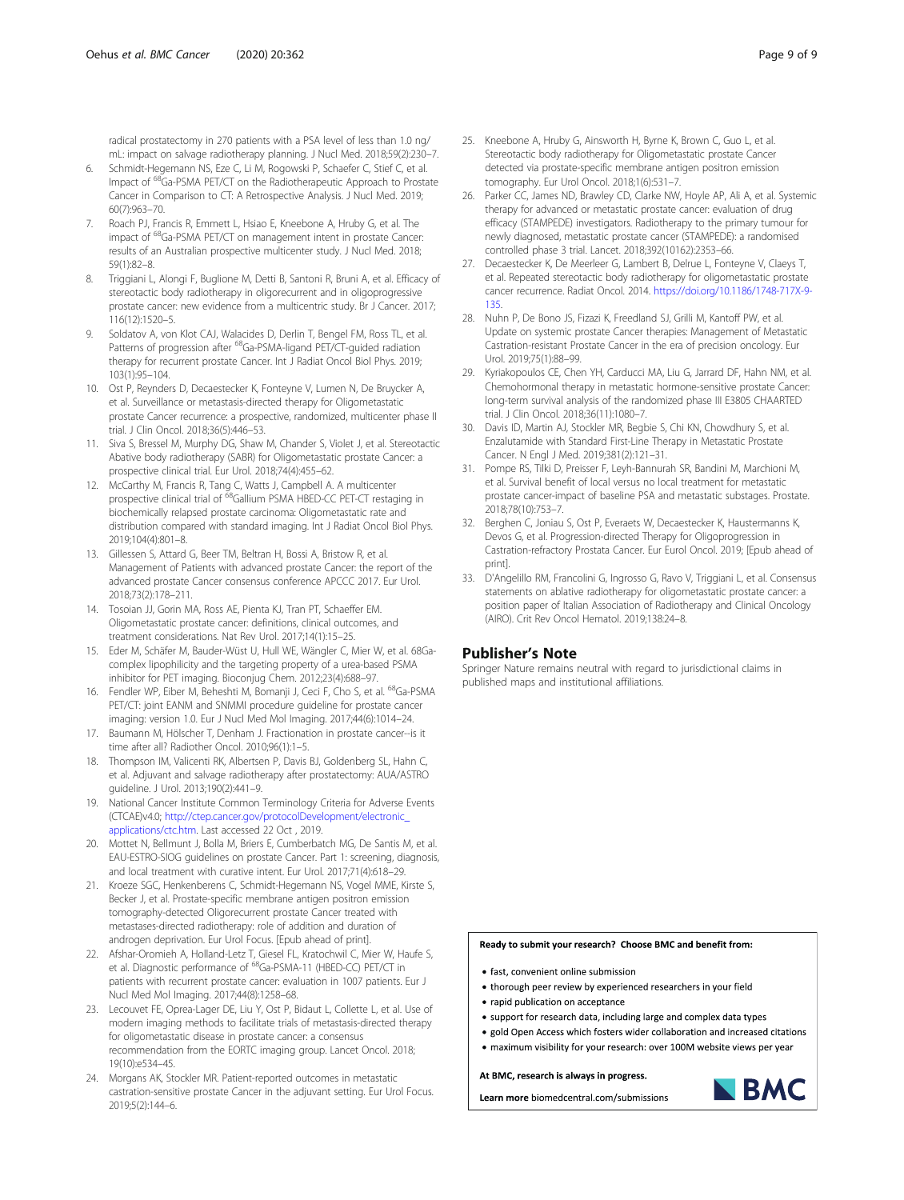radical prostatectomy in 270 patients with a PSA level of less than 1.0 ng/mL: impact on salvage radiotherapy planning. J Nucl Med. 2018;59(2):230–7.

6. Schmidt-Hegemann NS, Eze C, Li M, Rogowski P, Schaefer C, Stief C, et al. Impact of $^{68}$Ga-PSMA PET/CT on the Radiotherapeutic Approach to Prostate Cancer in Comparison to CT: A Retrospective Analysis. J Nucl Med. 2019; 60(7):963–70.
7. Roach PJ, Francis R, Emmett L, Hsiao E, Kneebone A, Hruby G, et al. The impact of $^{68}$Ga-PSMA PET/CT on management intent in prostate Cancer: results of an Australian prospective multicenter study. J Nucl Med. 2018; 59(1):82–8.
8. Triggiani L, Alongi F, Buglione M, Detti B, Santoni R, Bruni A, et al. Efficacy of stereotactic body radiotherapy in oligorecurrent and in oligoprogressive prostate cancer: new evidence from a multicentric study. Br J Cancer. 2017; 116(12):1520–5.
9. Soldatov A, von Klot CAJ, Walacides D, Derlin T, Bengel FM, Ross TL, et al. Patterns of progression after $^{68}$Ga-PSMA-ligand PET/CT-guided radiation therapy for recurrent prostate Cancer. Int J Radiat Oncol Biol Phys. 2019; 103(1):95–104.
10. Ost P, Reynders D, Decaestecker K, Fonteyne V, Lumen N, De Bruycker A, et al. Surveillance or metastasis-directed therapy for Oligometastatic prostate Cancer recurrence: a prospective, randomized, multicenter phase II trial. J Clin Oncol. 2018;36(5):446–53.
11. Siva S, Bressel M, Murphy DG, Shaw M, Chander S, Violet J, et al. Stereotactic Abative body radiotherapy (SABR) for Oligometastatic prostate Cancer: a prospective clinical trial. Eur Urol. 2018;74(4):455–62.
12. McCarthy M, Francis R, Tang C, Watts J, Campbell A. A multicenter prospective clinical trial of $^{68}$Gallium PSMA HBED-CC PET-CT restaging in biochemically relapsed prostate carcinoma: Oligometastatic rate and distribution compared with standard imaging. Int J Radiat Oncol Biol Phys. 2019;104(4):801–8.
13. Gillessen S, Attard G, Beer TM, Beltran H, Bossi A, Bristow R, et al. Management of Patients with advanced prostate Cancer: the report of the advanced prostate Cancer consensus conference APCCC 2017. Eur Urol. 2018;73(2):178–211.
14. Tosoian JJ, Gorin MA, Ross AE, Pienta KJ, Tran PT, Schaeffer EM. Oligometastatic prostate cancer: definitions, clinical outcomes, and treatment considerations. Nat Rev Urol. 2017;14(1):15–25.
15. Eder M, Schäfer M, Bauder-Wüst U, Hull WE, Wängler C, Mier W, et al. 68Ga-complex lipophilicity and the targeting property of a urea-based PSMA inhibitor for PET imaging. Bioconjug Chem. 2012;23(4):688–97.
16. Fendler WP, Eiber M, Beheshti M, Bomanji J, Ceci F, Cho S, et al. $^{68}$Ga-PSMA PET/CT: joint EANM and SNMMI procedure guideline for prostate cancer imaging: version 1.0. Eur J Nucl Med Mol Imaging. 2017;44(6):1014–24.
17. Baumann M, Hölscher T, Denham J. Fractionation in prostate cancer--is it time after all? Radiother Oncol. 2010;96(1):1–5.
18. Thompson IM, Valicenti RK, Albertsen P, Davis BJ, Goldenberg SL, Hahn C, et al. Adjuvant and salvage radiotherapy after prostatectomy: AUA/ASTRO guideline. J Urol. 2013;190(2):441–9.
19. National Cancer Institute Common Terminology Criteria for Adverse Events (CTCAE)v4.0; http://ctep.cancer.gov/protocolDevelopment/electronic_applications/ctc.htm. Last accessed 22 Oct , 2019.
20. Mottet N, Bellmunt J, Bolla M, Briers E, Cumberbatch MG, De Santis M, et al. EAU-ESTRO-SIOG guidelines on prostate Cancer. Part 1: screening, diagnosis, and local treatment with curative intent. Eur Urol. 2017;71(4):618–29.
21. Kroeze SGC, Henkenberens C, Schmidt-Hegemann NS, Vogel MME, Kirste S, Becker J, et al. Prostate-specific membrane antigen positron emission tomography-detected Oligorecurrent prostate Cancer treated with metastases-directed radiotherapy: role of addition and duration of androgen deprivation. Eur Urol Focus. [Epub ahead of print].
22. Afshar-Oromieh A, Holland-Letz T, Giesel FL, Kratochwil C, Mier W, Haufe S, et al. Diagnostic performance of $^{68}$Ga-PSMA-11 (HBED-CC) PET/CT in patients with recurrent prostate cancer: evaluation in 1007 patients. Eur J Nucl Med Mol Imaging. 2017;44(8):1258–68.
23. Lecouvet FE, Oprea-Lager DE, Liu Y, Ost P, Bidaut L, Collette L, et al. Use of modern imaging methods to facilitate trials of metastasis-directed therapy for oligometastatic disease in prostate cancer: a consensus recommendation from the EORTC imaging group. Lancet Oncol. 2018; 19(10):e534–45.
24. Morgans AK, Stockler MR. Patient-reported outcomes in metastatic castration-sensitive prostate Cancer in the adjuvant setting. Eur Urol Focus. 2019;5(2):144–6.
25. Kneebone A, Hruby G, Ainsworth H, Byrne K, Brown C, Guo L, et al. Stereotactic body radiotherapy for Oligometastatic prostate Cancer detected via prostate-specific membrane antigen positron emission tomography. Eur Urol Oncol. 2018;1(6):531–7.
26. Parker CC, James ND, Brawley CD, Clarke NW, Hoyle AP, Ali A, et al. Systemic therapy for advanced or metastatic prostate cancer: evaluation of drug efficacy (STAMPEDE) investigators. Radiotherapy to the primary tumour for newly diagnosed, metastatic prostate cancer (STAMPEDE): a randomised controlled phase 3 trial. Lancet. 2018;392(10162):2353–66.
27. Decaestecker K, De Meerleer G, Lambert B, Delrue L, Fonteyne V, Claeys T, et al. Repeated stereotactic body radiotherapy for oligometastatic prostate cancer recurrence. Radiat Oncol. 2014. https://doi.org/10.1186/1748-717X-9-135.
28. Nuhn P, De Bono JS, Fizazi K, Freedland SJ, Grilli M, Kantoff PW, et al. Update on systemic prostate Cancer therapies: Management of Metastatic Castration-resistant Prostate Cancer in the era of precision oncology. Eur Urol. 2019;75(1):88–99.
29. Kyriakopoulos CE, Chen YH, Carducci MA, Liu G, Jarrard DF, Hahn NM, et al. Chemohormonal therapy in metastatic hormone-sensitive prostate Cancer: long-term survival analysis of the randomized phase III E3805 CHAARTED trial. J Clin Oncol. 2018;36(11):1080–7.
30. Davis ID, Martin AJ, Stockler MR, Begbie S, Chi KN, Chowdhury S, et al. Enzalutamide with Standard First-Line Therapy in Metastatic Prostate Cancer. N Engl J Med. 2019;381(2):121–31.
31. Pompe RS, Tilki D, Preisser F, Leyh-Bannurah SR, Bandini M, Marchioni M, et al. Survival benefit of local versus no local treatment for metastatic prostate cancer-impact of baseline PSA and metastatic substages. Prostate. 2018;78(10):753–7.
32. Berghen C, Joniau S, Ost P, Everaets W, Decaestecker K, Haustermanns K, Devos G, et al. Progression-directed Therapy for Oligoprogression in Castration-refractory Prostata Cancer. Eur Eurol Oncol. 2019; [Epub ahead of print].
33. D'Angelillo RM, Francolini G, Ingrosso G, Ravo V, Triggiani L, et al. Consensus statements on ablative radiotherapy for oligometastatic prostate cancer: a position paper of Italian Association of Radiotherapy and Clinical Oncology (AIRO). Crit Rev Oncol Hematol. 2019;138:24–8.

## Publisher's Note

Springer Nature remains neutral with regard to jurisdictional claims in published maps and institutional affiliations.

**Ready to submit your research? Choose BMC and benefit from:**

- fast, convenient online submission
- thorough peer review by experienced researchers in your field
- rapid publication on acceptance
- support for research data, including large and complex data types
- gold Open Access which fosters wider collaboration and increased citations
- maximum visibility for your research: over 100M website views per year

**At BMC, research is always in progress.**

**Learn more** biomedcentral.com/submissions

BMC